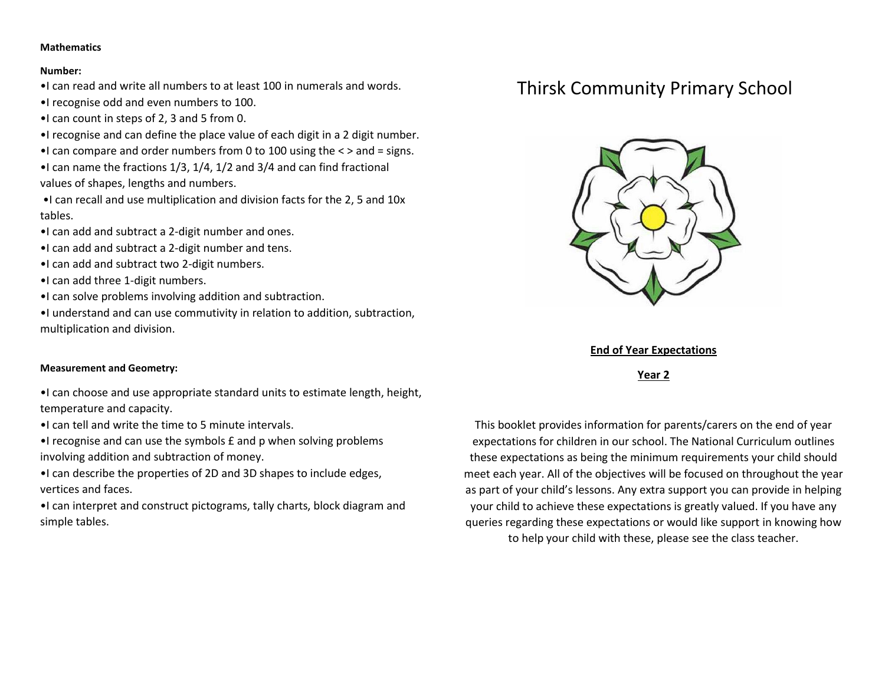**Mathematics**

**Number:**

- I can read and write all numbers to at least 100 in numerals and words.
- I recognise odd and even numbers to 100.
- I can count in steps of 2, 3 and 5 from 0.
- I recognise and can define the place value of each digit in a 2 digit number.
- I can compare and order numbers from 0 to 100 using the < > and = signs.
- I can name the fractions 1/3, 1/4, 1/2 and 3/4 and can find fractional values of shapes, lengths and numbers.
- I can recall and use multiplication and division facts for the 2, 5 and 10x tables.
- I can add and subtract a 2-digit number and ones.
- I can add and subtract a 2-digit number and tens.
- I can add and subtract two 2-digit numbers.
- I can add three 1-digit numbers.
- I can solve problems involving addition and subtraction.
- I understand and can use commutivity in relation to addition, subtraction, multiplication and division.

**Measurement and Geometry:**

- I can choose and use appropriate standard units to estimate length, height, temperature and capacity.
- I can tell and write the time to 5 minute intervals.
- I recognise and can use the symbols £ and p when solving problems involving addition and subtraction of money.
- I can describe the properties of 2D and 3D shapes to include edges, vertices and faces.
- I can interpret and construct pictograms, tally charts, block diagram and simple tables.

# Thirsk Community Primary School

**End of Year Expectations**

**Year 2**

This booklet provides information for parents/carers on the end of year expectations for children in our school. The National Curriculum outlines these expectations as being the minimum requirements your child should meet each year. All of the objectives will be focused on throughout the year as part of your child's lessons. Any extra support you can provide in helping your child to achieve these expectations is greatly valued. If you have any queries regarding these expectations or would like support in knowing how to help your child with these, please see the class teacher.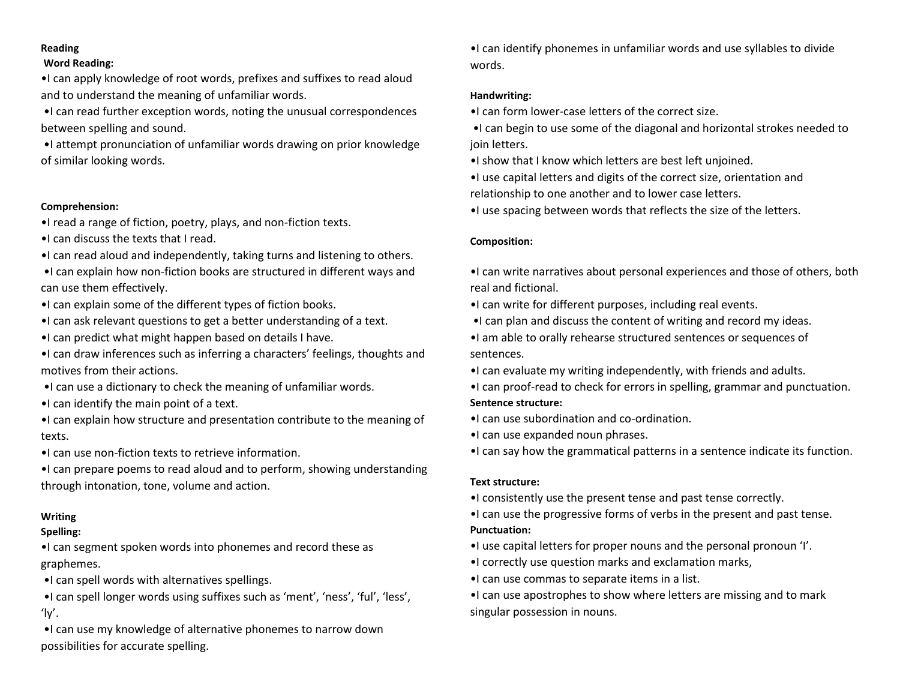**Reading**

**Word Reading:**

- I can apply knowledge of root words, prefixes and suffixes to read aloud and to understand the meaning of unfamiliar words.
- I can read further exception words, noting the unusual correspondences between spelling and sound.
- I attempt pronunciation of unfamiliar words drawing on prior knowledge of similar looking words.

**Comprehension:**

- I read a range of fiction, poetry, plays, and non-fiction texts.
- I can discuss the texts that I read.
- I can read aloud and independently, taking turns and listening to others.
- I can explain how non-fiction books are structured in different ways and can use them effectively.
- I can explain some of the different types of fiction books.
- I can ask relevant questions to get a better understanding of a text.
- I can predict what might happen based on details I have.
- I can draw inferences such as inferring a characters' feelings, thoughts and motives from their actions.
- I can use a dictionary to check the meaning of unfamiliar words.
- I can identify the main point of a text.
- I can explain how structure and presentation contribute to the meaning of texts.
- I can use non-fiction texts to retrieve information.
- I can prepare poems to read aloud and to perform, showing understanding through intonation, tone, volume and action.

**Writing**

**Spelling:**

- I can segment spoken words into phonemes and record these as graphemes.
- I can spell words with alternatives spellings.
- I can spell longer words using suffixes such as 'ment', 'ness', 'ful', 'less', 'ly'.
- I can use my knowledge of alternative phonemes to narrow down possibilities for accurate spelling.
- I can identify phonemes in unfamiliar words and use syllables to divide words.

**Handwriting:**

- I can form lower-case letters of the correct size.
- I can begin to use some of the diagonal and horizontal strokes needed to join letters.
- I show that I know which letters are best left unjoined.
- I use capital letters and digits of the correct size, orientation and relationship to one another and to lower case letters.
- I use spacing between words that reflects the size of the letters.

**Composition:**

- I can write narratives about personal experiences and those of others, both real and fictional.
- I can write for different purposes, including real events.
- I can plan and discuss the content of writing and record my ideas.
- I am able to orally rehearse structured sentences or sequences of sentences.
- I can evaluate my writing independently, with friends and adults.
- I can proof-read to check for errors in spelling, grammar and punctuation.

**Sentence structure:**

- I can use subordination and co-ordination.
- I can use expanded noun phrases.
- I can say how the grammatical patterns in a sentence indicate its function.

**Text structure:**

- I consistently use the present tense and past tense correctly.
- I can use the progressive forms of verbs in the present and past tense.

**Punctuation:**

- I use capital letters for proper nouns and the personal pronoun 'I'.
- I correctly use question marks and exclamation marks,
- I can use commas to separate items in a list.
- I can use apostrophes to show where letters are missing and to mark singular possession in nouns.